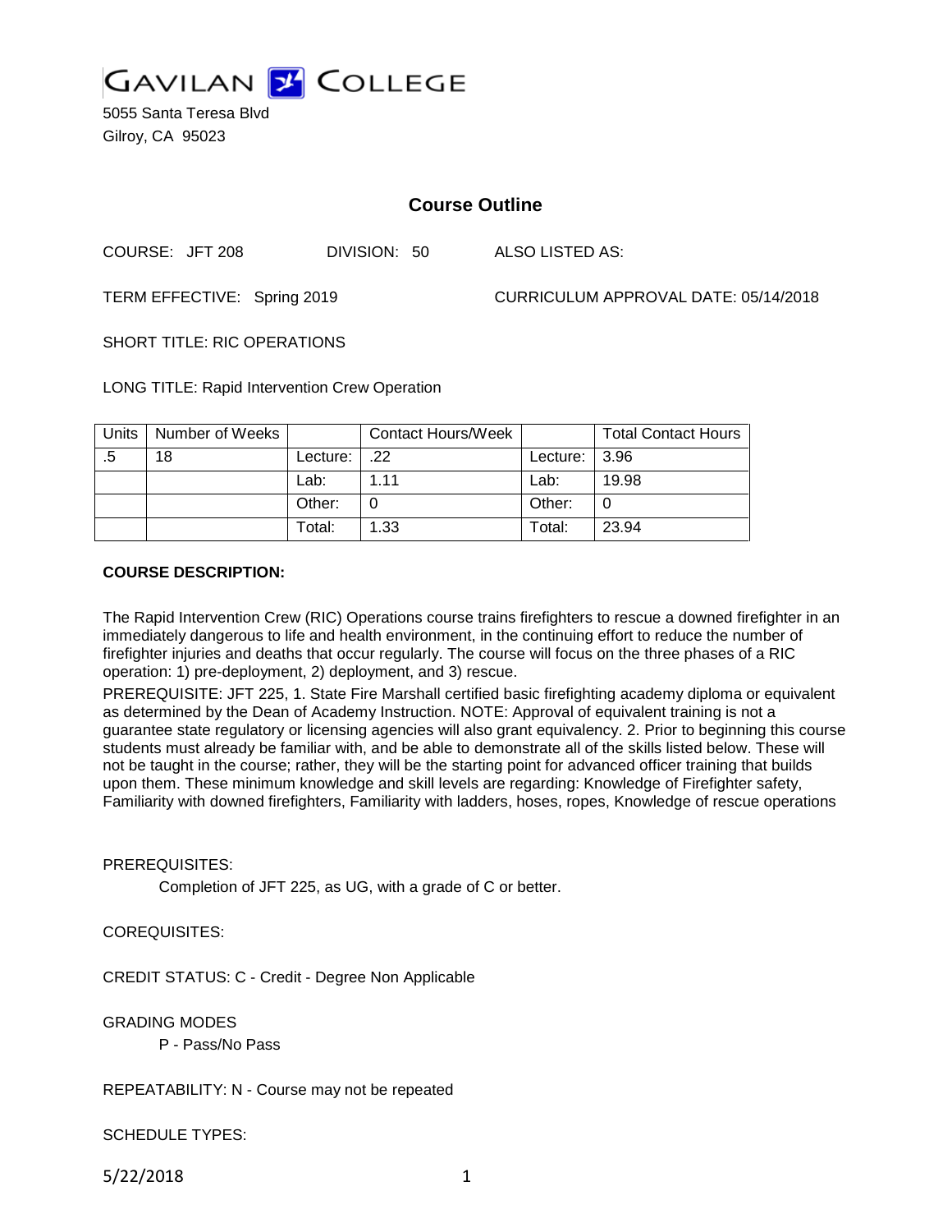GAVILAN COLLEGE

5055 Santa Teresa Blvd
Gilroy, CA 95023

# Course Outline

COURSE: JFT 208 DIVISION: 50 ALSO LISTED AS:

TERM EFFECTIVE: Spring 2019 CURRICULUM APPROVAL DATE: 05/14/2018

SHORT TITLE: RIC OPERATIONS

LONG TITLE: Rapid Intervention Crew Operation

| Units | Number of Weeks | | Contact Hours/Week | | Total Contact Hours |
|---|---|---|---|---|---|
| .5 | 18 | Lecture: | .22 | Lecture: | 3.96 |
| | | Lab: | 1.11 | Lab: | 19.98 |
| | | Other: | 0 | Other: | 0 |
| | | Total: | 1.33 | Total: | 23.94 |

**COURSE DESCRIPTION:**

The Rapid Intervention Crew (RIC) Operations course trains firefighters to rescue a downed firefighter in an immediately dangerous to life and health environment, in the continuing effort to reduce the number of firefighter injuries and deaths that occur regularly. The course will focus on the three phases of a RIC operation: 1) pre-deployment, 2) deployment, and 3) rescue.

PREREQUISITE: JFT 225, 1. State Fire Marshall certified basic firefighting academy diploma or equivalent as determined by the Dean of Academy Instruction. NOTE: Approval of equivalent training is not a guarantee state regulatory or licensing agencies will also grant equivalency. 2. Prior to beginning this course students must already be familiar with, and be able to demonstrate all of the skills listed below. These will not be taught in the course; rather, they will be the starting point for advanced officer training that builds upon them. These minimum knowledge and skill levels are regarding: Knowledge of Firefighter safety, Familiarity with downed firefighters, Familiarity with ladders, hoses, ropes, Knowledge of rescue operations

PREREQUISITES:

Completion of JFT 225, as UG, with a grade of C or better.

COREQUISITES:

CREDIT STATUS: C - Credit - Degree Non Applicable

GRADING MODES

P - Pass/No Pass

REPEATABILITY: N - Course may not be repeated

SCHEDULE TYPES: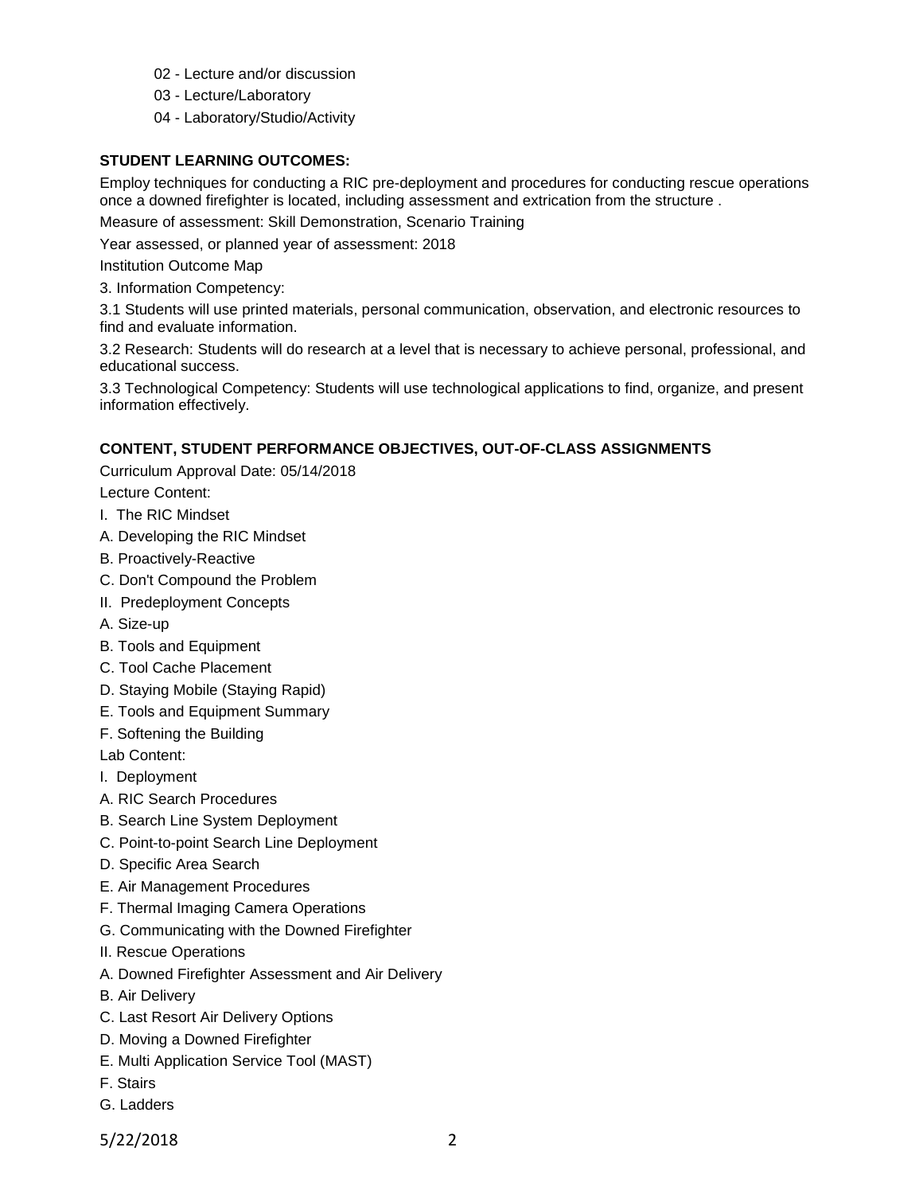- 02 - Lecture and/or discussion
- 03 - Lecture/Laboratory
- 04 - Laboratory/Studio/Activity

**STUDENT LEARNING OUTCOMES:**

Employ techniques for conducting a RIC pre-deployment and procedures for conducting rescue operations once a downed firefighter is located, including assessment and extrication from the structure .

Measure of assessment: Skill Demonstration, Scenario Training

Year assessed, or planned year of assessment: 2018

Institution Outcome Map

3. Information Competency:

3.1 Students will use printed materials, personal communication, observation, and electronic resources to find and evaluate information.

3.2 Research: Students will do research at a level that is necessary to achieve personal, professional, and educational success.

3.3 Technological Competency: Students will use technological applications to find, organize, and present information effectively.

**CONTENT, STUDENT PERFORMANCE OBJECTIVES, OUT-OF-CLASS ASSIGNMENTS**

Curriculum Approval Date: 05/14/2018

Lecture Content:

I. The RIC Mindset

A. Developing the RIC Mindset

B. Proactively-Reactive

C. Don't Compound the Problem

II. Predeployment Concepts

A. Size-up

B. Tools and Equipment

C. Tool Cache Placement

D. Staying Mobile (Staying Rapid)

E. Tools and Equipment Summary

F. Softening the Building

Lab Content:

I. Deployment

A. RIC Search Procedures

B. Search Line System Deployment

C. Point-to-point Search Line Deployment

D. Specific Area Search

E. Air Management Procedures

F. Thermal Imaging Camera Operations

G. Communicating with the Downed Firefighter

II. Rescue Operations

A. Downed Firefighter Assessment and Air Delivery

B. Air Delivery

C. Last Resort Air Delivery Options

D. Moving a Downed Firefighter

E. Multi Application Service Tool (MAST)

F. Stairs

G. Ladders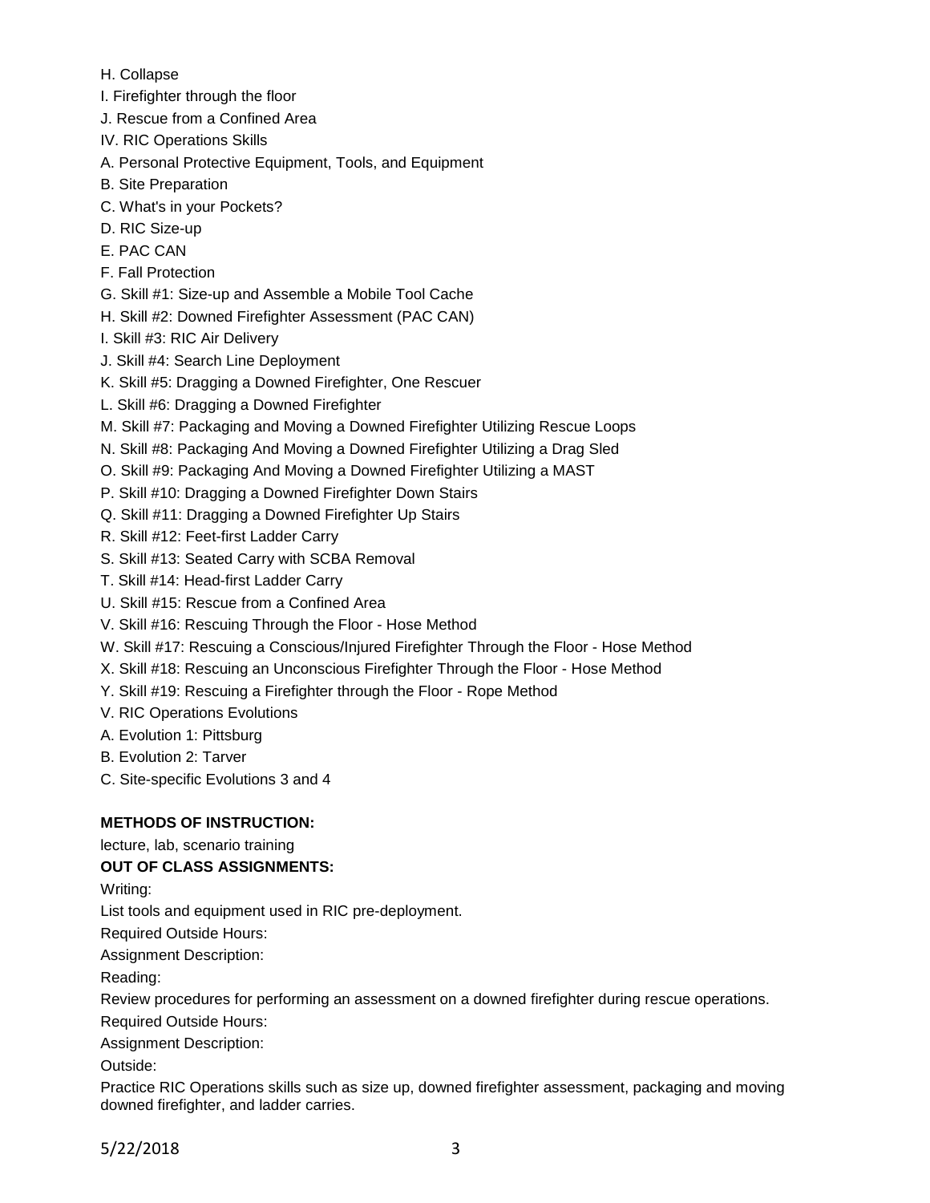H. Collapse

I. Firefighter through the floor

J. Rescue from a Confined Area

IV. RIC Operations Skills

A. Personal Protective Equipment, Tools, and Equipment

B. Site Preparation

C. What's in your Pockets?

D. RIC Size-up

E. PAC CAN

F. Fall Protection

G. Skill #1: Size-up and Assemble a Mobile Tool Cache

H. Skill #2: Downed Firefighter Assessment (PAC CAN)

I. Skill #3: RIC Air Delivery

J. Skill #4: Search Line Deployment

K. Skill #5: Dragging a Downed Firefighter, One Rescuer

L. Skill #6: Dragging a Downed Firefighter

M. Skill #7: Packaging and Moving a Downed Firefighter Utilizing Rescue Loops

N. Skill #8: Packaging And Moving a Downed Firefighter Utilizing a Drag Sled

O. Skill #9: Packaging And Moving a Downed Firefighter Utilizing a MAST

P. Skill #10: Dragging a Downed Firefighter Down Stairs

Q. Skill #11: Dragging a Downed Firefighter Up Stairs

R. Skill #12: Feet-first Ladder Carry

S. Skill #13: Seated Carry with SCBA Removal

T. Skill #14: Head-first Ladder Carry

U. Skill #15: Rescue from a Confined Area

V. Skill #16: Rescuing Through the Floor - Hose Method

W. Skill #17: Rescuing a Conscious/Injured Firefighter Through the Floor - Hose Method

X. Skill #18: Rescuing an Unconscious Firefighter Through the Floor - Hose Method

Y. Skill #19: Rescuing a Firefighter through the Floor - Rope Method

V. RIC Operations Evolutions

A. Evolution 1: Pittsburg

B. Evolution 2: Tarver

C. Site-specific Evolutions 3 and 4

**METHODS OF INSTRUCTION:**

lecture, lab, scenario training

**OUT OF CLASS ASSIGNMENTS:**

Writing:

List tools and equipment used in RIC pre-deployment.

Required Outside Hours:

Assignment Description:

Reading:

Review procedures for performing an assessment on a downed firefighter during rescue operations.

Required Outside Hours:

Assignment Description:

Outside:

Practice RIC Operations skills such as size up, downed firefighter assessment, packaging and moving downed firefighter, and ladder carries.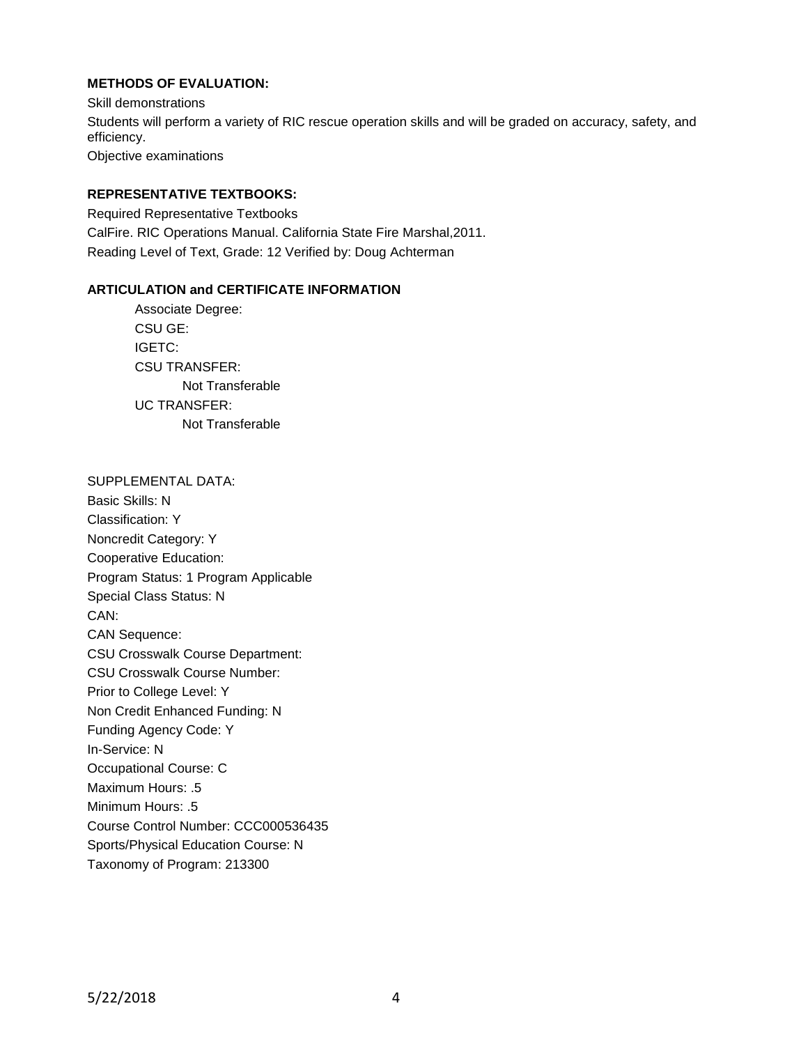**METHODS OF EVALUATION:**

Skill demonstrations

Students will perform a variety of RIC rescue operation skills and will be graded on accuracy, safety, and efficiency.

Objective examinations

**REPRESENTATIVE TEXTBOOKS:**

Required Representative Textbooks

CalFire. RIC Operations Manual. California State Fire Marshal,2011.

Reading Level of Text, Grade: 12 Verified by: Doug Achterman

**ARTICULATION and CERTIFICATE INFORMATION**

Associate Degree:

CSU GE:

IGETC:

CSU TRANSFER:

Not Transferable

UC TRANSFER:

Not Transferable

SUPPLEMENTAL DATA:

Basic Skills: N

Classification: Y

Noncredit Category: Y

Cooperative Education:

Program Status: 1 Program Applicable

Special Class Status: N

CAN:

CAN Sequence:

CSU Crosswalk Course Department:

CSU Crosswalk Course Number:

Prior to College Level: Y

Non Credit Enhanced Funding: N

Funding Agency Code: Y

In-Service: N

Occupational Course: C

Maximum Hours: .5

Minimum Hours: .5

Course Control Number: CCC000536435

Sports/Physical Education Course: N

Taxonomy of Program: 213300